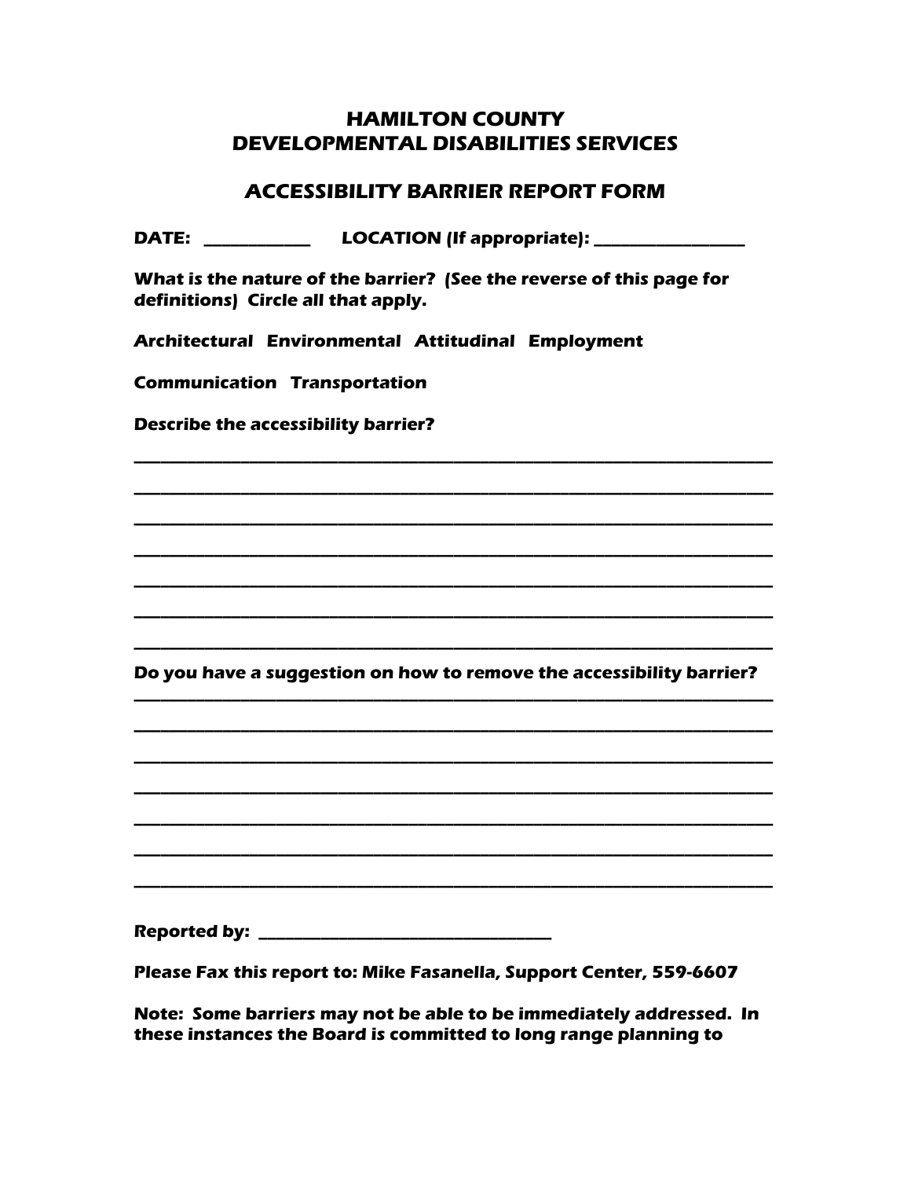# HAMILTON COUNTY
# DEVELOPMENTAL DISABILITIES SERVICES

## ACCESSIBILITY BARRIER REPORT FORM

**DATE: ____________ LOCATION (If appropriate): ________________**

**What is the nature of the barrier? (See the reverse of this page for definitions) Circle all that apply.**

**Architectural Environmental Attitudinal Employment**

**Communication Transportation**

**Describe the accessibility barrier?**

______________________________________________________________________

______________________________________________________________________

______________________________________________________________________

______________________________________________________________________

______________________________________________________________________

______________________________________________________________________

______________________________________________________________________

**Do you have a suggestion on how to remove the accessibility barrier?**

______________________________________________________________________

______________________________________________________________________

______________________________________________________________________

______________________________________________________________________

______________________________________________________________________

______________________________________________________________________

______________________________________________________________________

**Reported by: ________________________________**

**Please Fax this report to: Mike Fasanella, Support Center, 559-6607**

**Note: Some barriers may not be able to be immediately addressed. In these instances the Board is committed to long range planning to**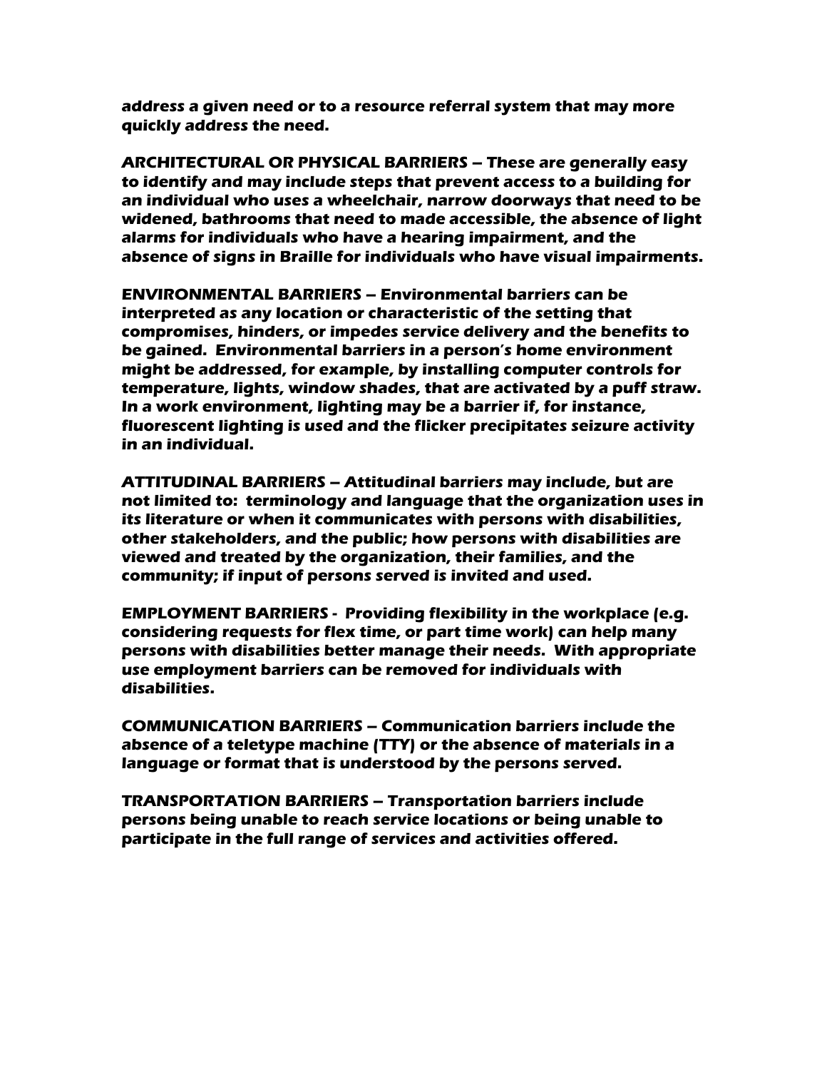***address a given need or to a resource referral system that may more quickly address the need.***

***ARCHITECTURAL OR PHYSICAL BARRIERS – These are generally easy to identify and may include steps that prevent access to a building for an individual who uses a wheelchair, narrow doorways that need to be widened, bathrooms that need to made accessible, the absence of light alarms for individuals who have a hearing impairment, and the absence of signs in Braille for individuals who have visual impairments.***

***ENVIRONMENTAL BARRIERS – Environmental barriers can be interpreted as any location or characteristic of the setting that compromises, hinders, or impedes service delivery and the benefits to be gained. Environmental barriers in a person's home environment might be addressed, for example, by installing computer controls for temperature, lights, window shades, that are activated by a puff straw. In a work environment, lighting may be a barrier if, for instance, fluorescent lighting is used and the flicker precipitates seizure activity in an individual.***

***ATTITUDINAL BARRIERS – Attitudinal barriers may include, but are not limited to: terminology and language that the organization uses in its literature or when it communicates with persons with disabilities, other stakeholders, and the public; how persons with disabilities are viewed and treated by the organization, their families, and the community; if input of persons served is invited and used.***

***EMPLOYMENT BARRIERS - Providing flexibility in the workplace (e.g. considering requests for flex time, or part time work) can help many persons with disabilities better manage their needs. With appropriate use employment barriers can be removed for individuals with disabilities.***

***COMMUNICATION BARRIERS – Communication barriers include the absence of a teletype machine (TTY) or the absence of materials in a language or format that is understood by the persons served.***

***TRANSPORTATION BARRIERS – Transportation barriers include persons being unable to reach service locations or being unable to participate in the full range of services and activities offered.***